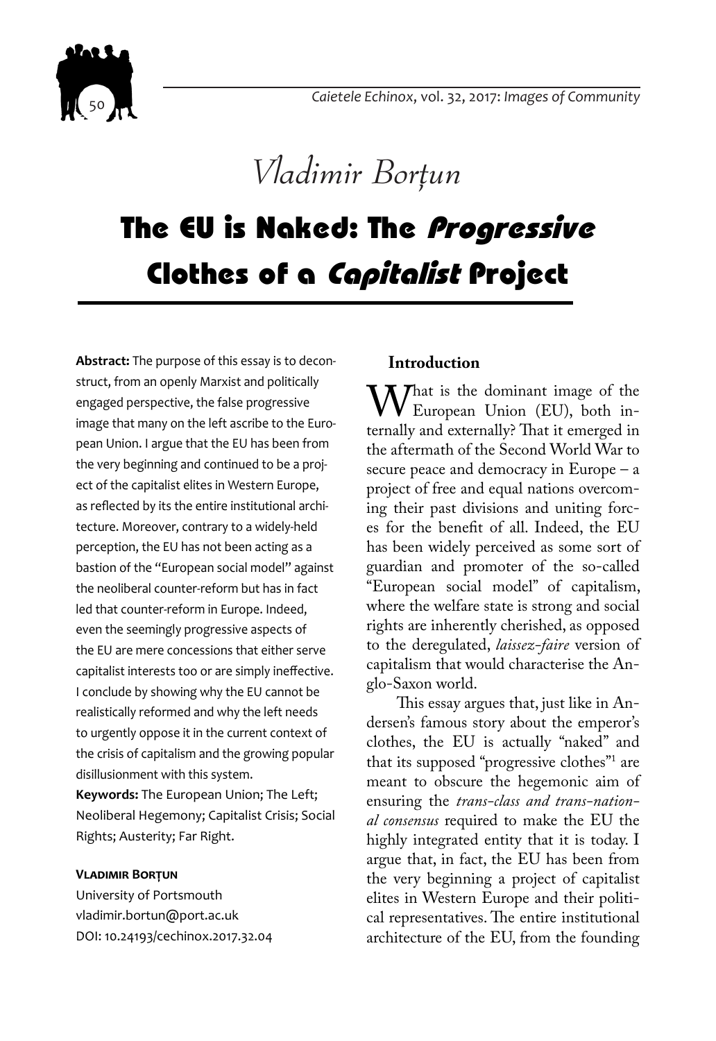# Vladimir Borțun

## The EU is Naked: The *Progressive* Clothes of a *Capitalist* Project

**Abstract:** The purpose of this essay is to deconstruct, from an openly Marxist and politically engaged perspective, the false progressive image that many on the left ascribe to the European Union. I argue that the EU has been from the very beginning and continued to be a project of the capitalist elites in Western Europe, as reflected by its the entire institutional architecture. Moreover, contrary to a widely-held perception, the EU has not been acting as a bastion of the "European social model" against the neoliberal counter-reform but has in fact led that counter-reform in Europe. Indeed, even the seemingly progressive aspects of the EU are mere concessions that either serve capitalist interests too or are simply ineffective. I conclude by showing why the EU cannot be realistically reformed and why the left needs to urgently oppose it in the current context of the crisis of capitalism and the growing popular disillusionment with this system.

**Keywords:** The European Union; The Left; Neoliberal Hegemony; Capitalist Crisis; Social Rights; Austerity; Far Right.

**Vladimir Borțun**
University of Portsmouth
vladimir.bortun@port.ac.uk
DOI: 10.24193/cechinox.2017.32.04

### Introduction

What is the dominant image of the European Union (EU), both internally and externally? That it emerged in the aftermath of the Second World War to secure peace and democracy in Europe – a project of free and equal nations overcoming their past divisions and uniting forces for the benefit of all. Indeed, the EU has been widely perceived as some sort of guardian and promoter of the so-called "European social model" of capitalism, where the welfare state is strong and social rights are inherently cherished, as opposed to the deregulated, *laissez-faire* version of capitalism that would characterise the Anglo-Saxon world.

This essay argues that, just like in Andersen's famous story about the emperor's clothes, the EU is actually "naked" and that its supposed "progressive clothes"[1] are meant to obscure the hegemonic aim of ensuring the *trans-class and trans-national consensus* required to make the EU the highly integrated entity that it is today. I argue that, in fact, the EU has been from the very beginning a project of capitalist elites in Western Europe and their political representatives. The entire institutional architecture of the EU, from the founding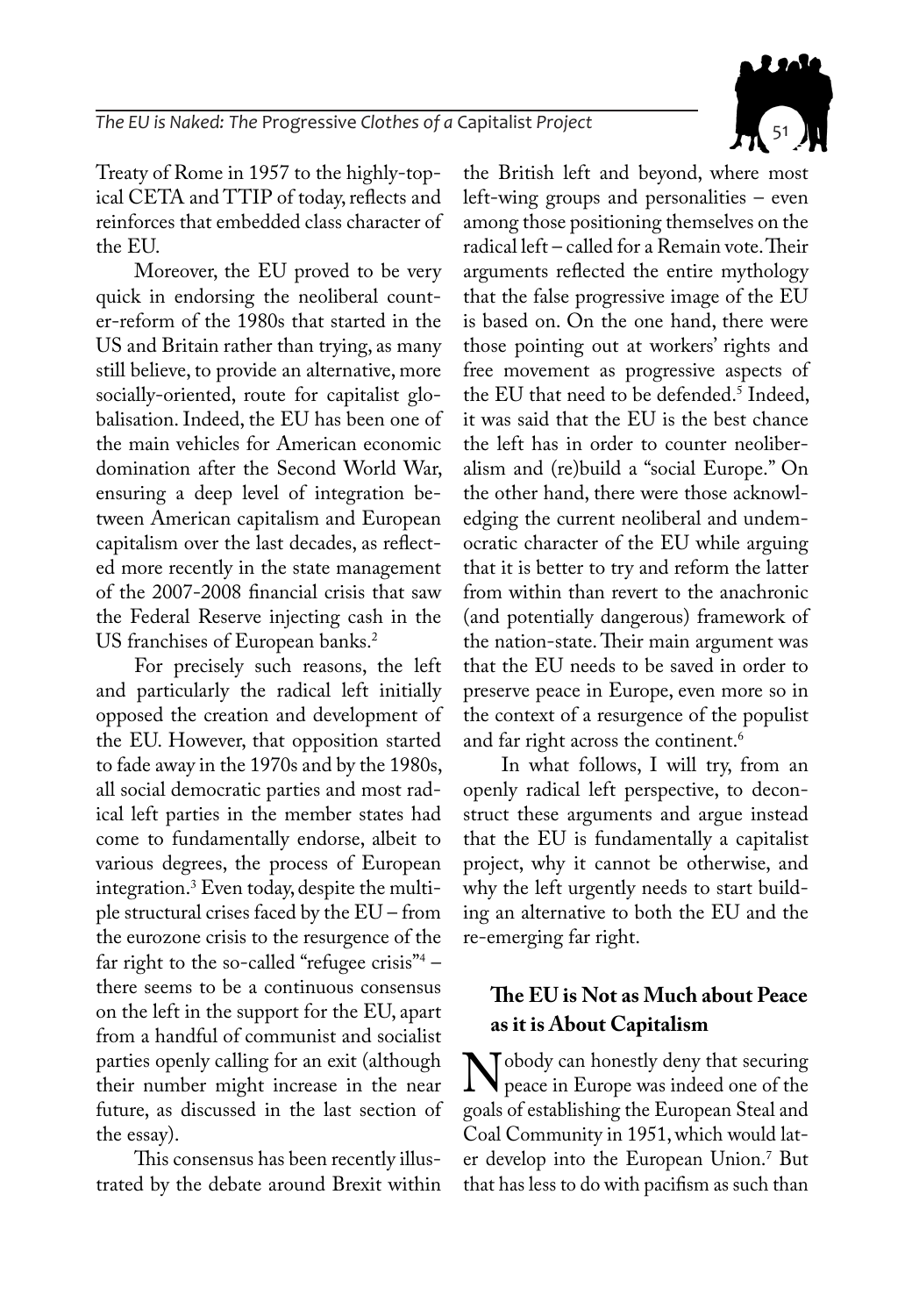Treaty of Rome in 1957 to the highly-topical CETA and TTIP of today, reflects and reinforces that embedded class character of the EU.

Moreover, the EU proved to be very quick in endorsing the neoliberal counter-reform of the 1980s that started in the US and Britain rather than trying, as many still believe, to provide an alternative, more socially-oriented, route for capitalist globalisation. Indeed, the EU has been one of the main vehicles for American economic domination after the Second World War, ensuring a deep level of integration between American capitalism and European capitalism over the last decades, as reflected more recently in the state management of the 2007-2008 financial crisis that saw the Federal Reserve injecting cash in the US franchises of European banks.[2]

For precisely such reasons, the left and particularly the radical left initially opposed the creation and development of the EU. However, that opposition started to fade away in the 1970s and by the 1980s, all social democratic parties and most radical left parties in the member states had come to fundamentally endorse, albeit to various degrees, the process of European integration.[3] Even today, despite the multiple structural crises faced by the EU – from the eurozone crisis to the resurgence of the far right to the so-called "refugee crisis"[4] – there seems to be a continuous consensus on the left in the support for the EU, apart from a handful of communist and socialist parties openly calling for an exit (although their number might increase in the near future, as discussed in the last section of the essay).

This consensus has been recently illustrated by the debate around Brexit within the British left and beyond, where most left-wing groups and personalities – even among those positioning themselves on the radical left – called for a Remain vote. Their arguments reflected the entire mythology that the false progressive image of the EU is based on. On the one hand, there were those pointing out at workers' rights and free movement as progressive aspects of the EU that need to be defended.[5] Indeed, it was said that the EU is the best chance the left has in order to counter neoliberalism and (re)build a "social Europe." On the other hand, there were those acknowledging the current neoliberal and undemocratic character of the EU while arguing that it is better to try and reform the latter from within than revert to the anachronic (and potentially dangerous) framework of the nation-state. Their main argument was that the EU needs to be saved in order to preserve peace in Europe, even more so in the context of a resurgence of the populist and far right across the continent.[6]

In what follows, I will try, from an openly radical left perspective, to deconstruct these arguments and argue instead that the EU is fundamentally a capitalist project, why it cannot be otherwise, and why the left urgently needs to start building an alternative to both the EU and the re-emerging far right.

## The EU is Not as Much about Peace as it is About Capitalism

Nobody can honestly deny that securing peace in Europe was indeed one of the goals of establishing the European Steal and Coal Community in 1951, which would later develop into the European Union.[7] But that has less to do with pacifism as such than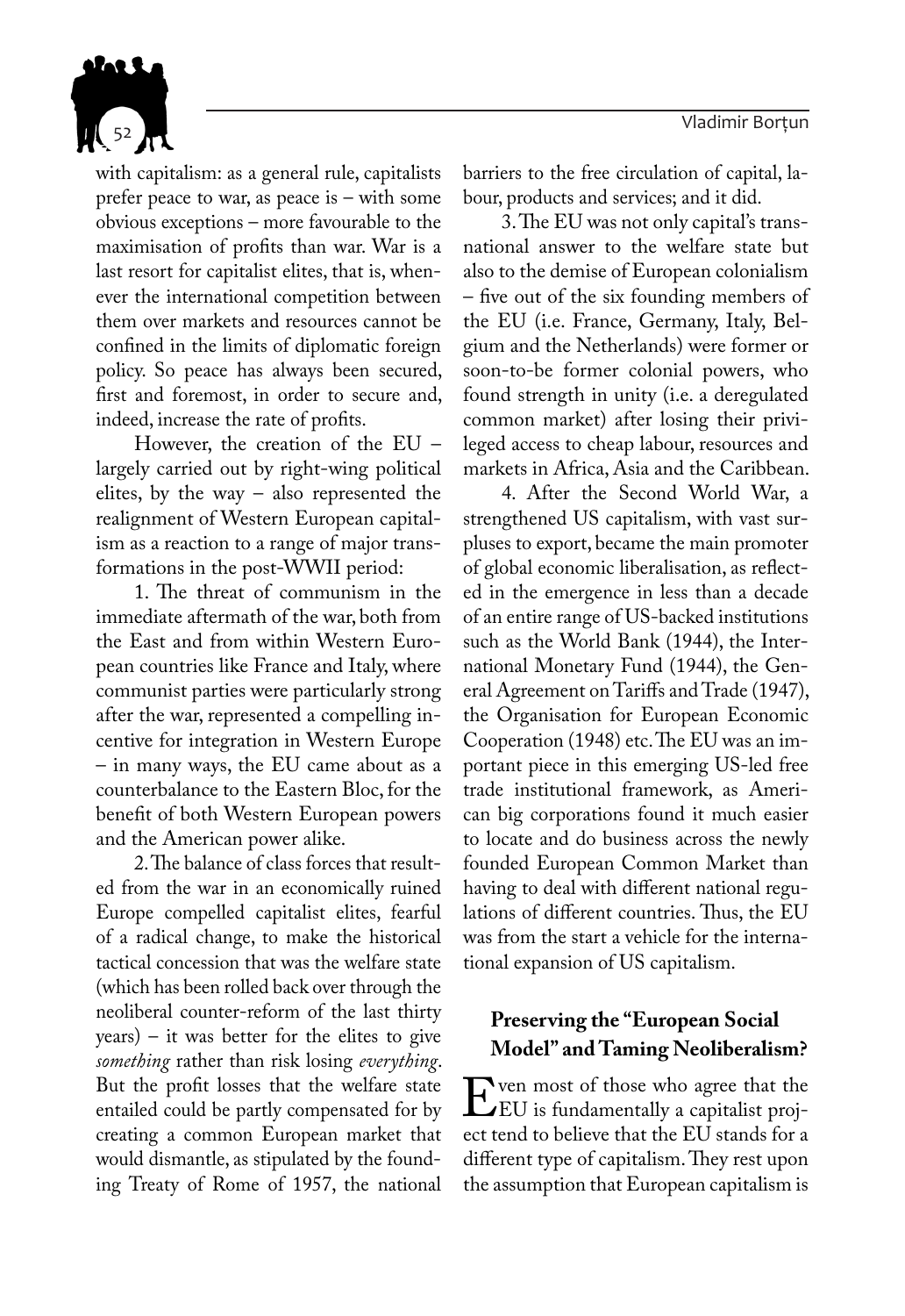with capitalism: as a general rule, capitalists prefer peace to war, as peace is – with some obvious exceptions – more favourable to the maximisation of profits than war. War is a last resort for capitalist elites, that is, whenever the international competition between them over markets and resources cannot be confined in the limits of diplomatic foreign policy. So peace has always been secured, first and foremost, in order to secure and, indeed, increase the rate of profits.

However, the creation of the EU – largely carried out by right-wing political elites, by the way – also represented the realignment of Western European capitalism as a reaction to a range of major transformations in the post-WWII period:

1. The threat of communism in the immediate aftermath of the war, both from the East and from within Western European countries like France and Italy, where communist parties were particularly strong after the war, represented a compelling incentive for integration in Western Europe – in many ways, the EU came about as a counterbalance to the Eastern Bloc, for the benefit of both Western European powers and the American power alike.

2. The balance of class forces that resulted from the war in an economically ruined Europe compelled capitalist elites, fearful of a radical change, to make the historical tactical concession that was the welfare state (which has been rolled back over through the neoliberal counter-reform of the last thirty years) – it was better for the elites to give *something* rather than risk losing *everything*. But the profit losses that the welfare state entailed could be partly compensated for by creating a common European market that would dismantle, as stipulated by the founding Treaty of Rome of 1957, the national barriers to the free circulation of capital, labour, products and services; and it did.

3. The EU was not only capital's transnational answer to the welfare state but also to the demise of European colonialism – five out of the six founding members of the EU (i.e. France, Germany, Italy, Belgium and the Netherlands) were former or soon-to-be former colonial powers, who found strength in unity (i.e. a deregulated common market) after losing their privileged access to cheap labour, resources and markets in Africa, Asia and the Caribbean.

4. After the Second World War, a strengthened US capitalism, with vast surpluses to export, became the main promoter of global economic liberalisation, as reflected in the emergence in less than a decade of an entire range of US-backed institutions such as the World Bank (1944), the International Monetary Fund (1944), the General Agreement on Tariffs and Trade (1947), the Organisation for European Economic Cooperation (1948) etc. The EU was an important piece in this emerging US-led free trade institutional framework, as American big corporations found it much easier to locate and do business across the newly founded European Common Market than having to deal with different national regulations of different countries. Thus, the EU was from the start a vehicle for the international expansion of US capitalism.

## Preserving the "European Social Model" and Taming Neoliberalism?

Even most of those who agree that the EU is fundamentally a capitalist project tend to believe that the EU stands for a different type of capitalism. They rest upon the assumption that European capitalism is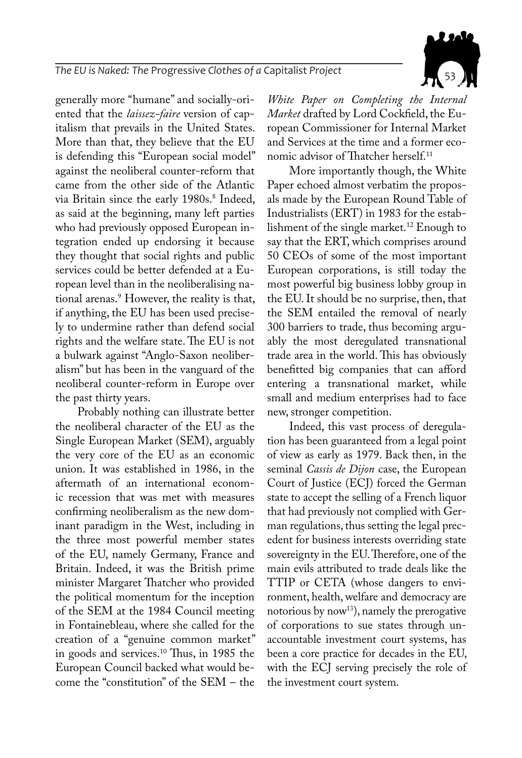generally more "humane" and socially-oriented that the *laissez-faire* version of capitalism that prevails in the United States. More than that, they believe that the EU is defending this "European social model" against the neoliberal counter-reform that came from the other side of the Atlantic via Britain since the early 1980s.[8] Indeed, as said at the beginning, many left parties who had previously opposed European integration ended up endorsing it because they thought that social rights and public services could be better defended at a European level than in the neoliberalising national arenas.[9] However, the reality is that, if anything, the EU has been used precisely to undermine rather than defend social rights and the welfare state. The EU is not a bulwark against "Anglo-Saxon neoliberalism" but has been in the vanguard of the neoliberal counter-reform in Europe over the past thirty years.

Probably nothing can illustrate better the neoliberal character of the EU as the Single European Market (SEM), arguably the very core of the EU as an economic union. It was established in 1986, in the aftermath of an international economic recession that was met with measures confirming neoliberalism as the new dominant paradigm in the West, including in the three most powerful member states of the EU, namely Germany, France and Britain. Indeed, it was the British prime minister Margaret Thatcher who provided the political momentum for the inception of the SEM at the 1984 Council meeting in Fontainebleau, where she called for the creation of a "genuine common market" in goods and services.[10] Thus, in 1985 the European Council backed what would become the "constitution" of the SEM – the *White Paper on Completing the Internal Market* drafted by Lord Cockfield, the European Commissioner for Internal Market and Services at the time and a former economic advisor of Thatcher herself.[11]

More importantly though, the White Paper echoed almost verbatim the proposals made by the European Round Table of Industrialists (ERT) in 1983 for the establishment of the single market.[12] Enough to say that the ERT, which comprises around 50 CEOs of some of the most important European corporations, is still today the most powerful big business lobby group in the EU. It should be no surprise, then, that the SEM entailed the removal of nearly 300 barriers to trade, thus becoming arguably the most deregulated transnational trade area in the world. This has obviously benefitted big companies that can afford entering a transnational market, while small and medium enterprises had to face new, stronger competition.

Indeed, this vast process of deregulation has been guaranteed from a legal point of view as early as 1979. Back then, in the seminal *Cassis de Dijon* case, the European Court of Justice (ECJ) forced the German state to accept the selling of a French liquor that had previously not complied with German regulations, thus setting the legal precedent for business interests overriding state sovereignty in the EU. Therefore, one of the main evils attributed to trade deals like the TTIP or CETA (whose dangers to environment, health, welfare and democracy are notorious by now[13]), namely the prerogative of corporations to sue states through unaccountable investment court systems, has been a core practice for decades in the EU, with the ECJ serving precisely the role of the investment court system.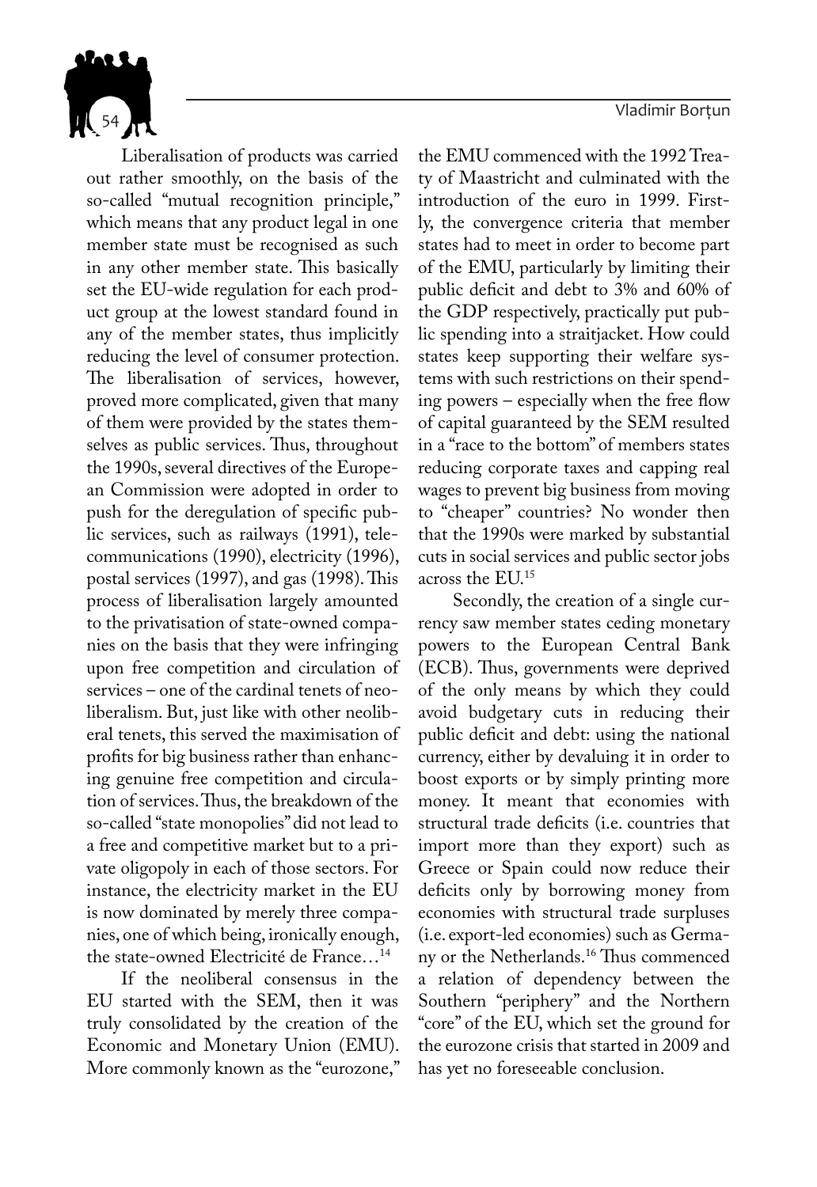Liberalisation of products was carried out rather smoothly, on the basis of the so-called "mutual recognition principle," which means that any product legal in one member state must be recognised as such in any other member state. This basically set the EU-wide regulation for each product group at the lowest standard found in any of the member states, thus implicitly reducing the level of consumer protection. The liberalisation of services, however, proved more complicated, given that many of them were provided by the states themselves as public services. Thus, throughout the 1990s, several directives of the European Commission were adopted in order to push for the deregulation of specific public services, such as railways (1991), telecommunications (1990), electricity (1996), postal services (1997), and gas (1998). This process of liberalisation largely amounted to the privatisation of state-owned companies on the basis that they were infringing upon free competition and circulation of services – one of the cardinal tenets of neoliberalism. But, just like with other neoliberal tenets, this served the maximisation of profits for big business rather than enhancing genuine free competition and circulation of services. Thus, the breakdown of the so-called "state monopolies" did not lead to a free and competitive market but to a private oligopoly in each of those sectors. For instance, the electricity market in the EU is now dominated by merely three companies, one of which being, ironically enough, the state-owned Electricité de France…[14]

If the neoliberal consensus in the EU started with the SEM, then it was truly consolidated by the creation of the Economic and Monetary Union (EMU). More commonly known as the "eurozone," the EMU commenced with the 1992 Treaty of Maastricht and culminated with the introduction of the euro in 1999. Firstly, the convergence criteria that member states had to meet in order to become part of the EMU, particularly by limiting their public deficit and debt to 3% and 60% of the GDP respectively, practically put public spending into a straitjacket. How could states keep supporting their welfare systems with such restrictions on their spending powers – especially when the free flow of capital guaranteed by the SEM resulted in a "race to the bottom" of members states reducing corporate taxes and capping real wages to prevent big business from moving to "cheaper" countries? No wonder then that the 1990s were marked by substantial cuts in social services and public sector jobs across the EU.[15]

Secondly, the creation of a single currency saw member states ceding monetary powers to the European Central Bank (ECB). Thus, governments were deprived of the only means by which they could avoid budgetary cuts in reducing their public deficit and debt: using the national currency, either by devaluing it in order to boost exports or by simply printing more money. It meant that economies with structural trade deficits (i.e. countries that import more than they export) such as Greece or Spain could now reduce their deficits only by borrowing money from economies with structural trade surpluses (i.e. export-led economies) such as Germany or the Netherlands.[16] Thus commenced a relation of dependency between the Southern "periphery" and the Northern "core" of the EU, which set the ground for the eurozone crisis that started in 2009 and has yet no foreseeable conclusion.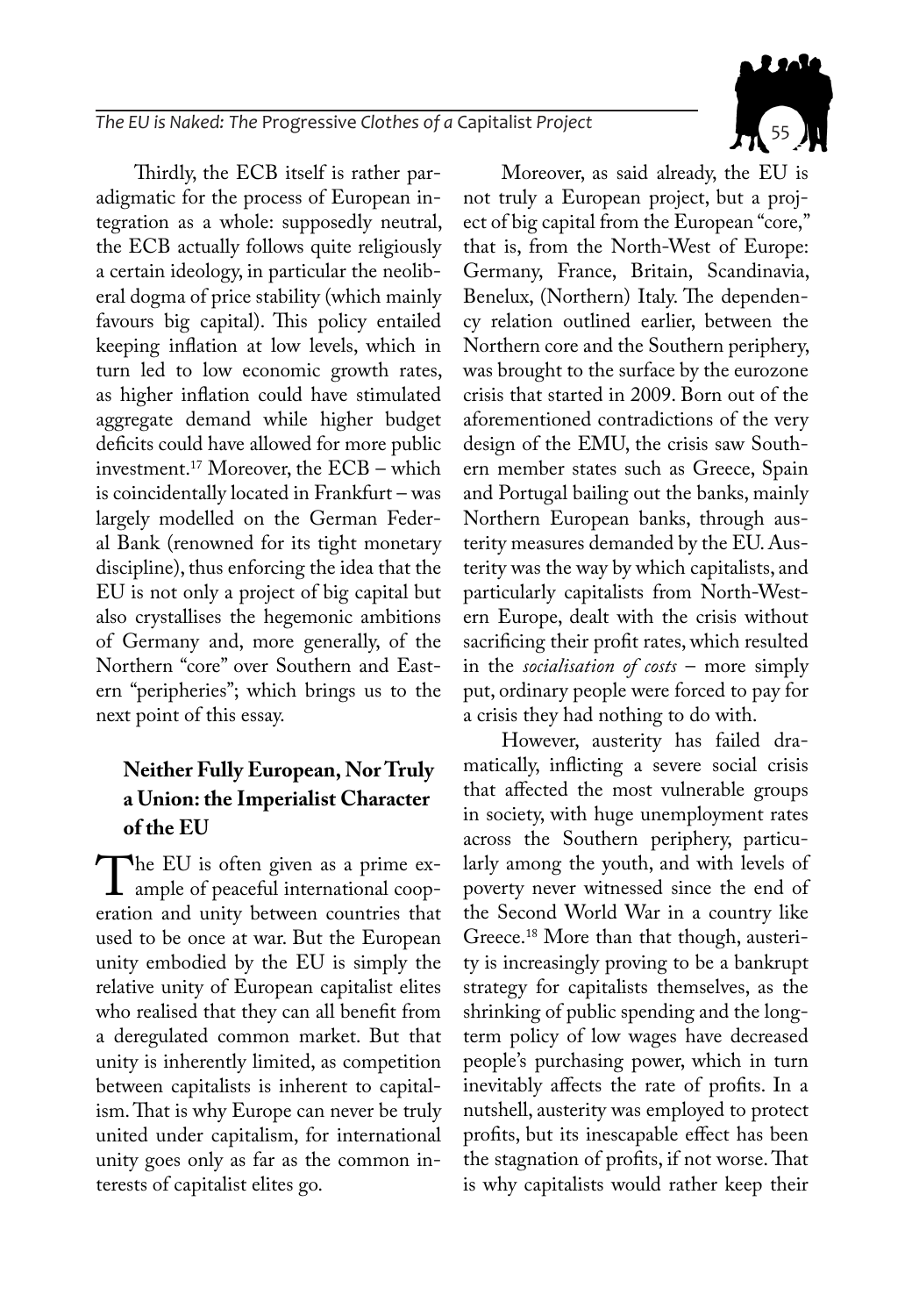Thirdly, the ECB itself is rather paradigmatic for the process of European integration as a whole: supposedly neutral, the ECB actually follows quite religiously a certain ideology, in particular the neoliberal dogma of price stability (which mainly favours big capital). This policy entailed keeping inflation at low levels, which in turn led to low economic growth rates, as higher inflation could have stimulated aggregate demand while higher budget deficits could have allowed for more public investment.[17] Moreover, the ECB – which is coincidentally located in Frankfurt – was largely modelled on the German Federal Bank (renowned for its tight monetary discipline), thus enforcing the idea that the EU is not only a project of big capital but also crystallises the hegemonic ambitions of Germany and, more generally, of the Northern "core" over Southern and Eastern "peripheries"; which brings us to the next point of this essay.

## Neither Fully European, Nor Truly a Union: the Imperialist Character of the EU

The EU is often given as a prime example of peaceful international cooperation and unity between countries that used to be once at war. But the European unity embodied by the EU is simply the relative unity of European capitalist elites who realised that they can all benefit from a deregulated common market. But that unity is inherently limited, as competition between capitalists is inherent to capitalism. That is why Europe can never be truly united under capitalism, for international unity goes only as far as the common interests of capitalist elites go.

Moreover, as said already, the EU is not truly a European project, but a project of big capital from the European "core," that is, from the North-West of Europe: Germany, France, Britain, Scandinavia, Benelux, (Northern) Italy. The dependency relation outlined earlier, between the Northern core and the Southern periphery, was brought to the surface by the eurozone crisis that started in 2009. Born out of the aforementioned contradictions of the very design of the EMU, the crisis saw Southern member states such as Greece, Spain and Portugal bailing out the banks, mainly Northern European banks, through austerity measures demanded by the EU. Austerity was the way by which capitalists, and particularly capitalists from North-Western Europe, dealt with the crisis without sacrificing their profit rates, which resulted in the *socialisation of costs* – more simply put, ordinary people were forced to pay for a crisis they had nothing to do with.

However, austerity has failed dramatically, inflicting a severe social crisis that affected the most vulnerable groups in society, with huge unemployment rates across the Southern periphery, particularly among the youth, and with levels of poverty never witnessed since the end of the Second World War in a country like Greece.[18] More than that though, austerity is increasingly proving to be a bankrupt strategy for capitalists themselves, as the shrinking of public spending and the long-term policy of low wages have decreased people's purchasing power, which in turn inevitably affects the rate of profits. In a nutshell, austerity was employed to protect profits, but its inescapable effect has been the stagnation of profits, if not worse. That is why capitalists would rather keep their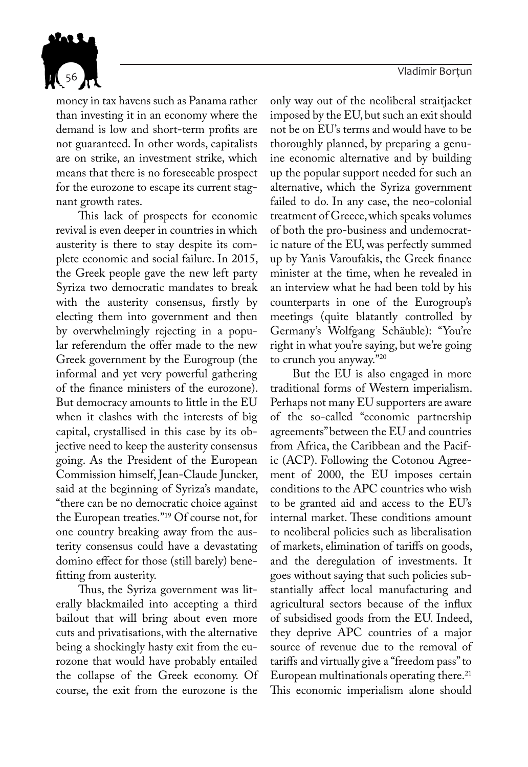money in tax havens such as Panama rather than investing it in an economy where the demand is low and short-term profits are not guaranteed. In other words, capitalists are on strike, an investment strike, which means that there is no foreseeable prospect for the eurozone to escape its current stagnant growth rates.

This lack of prospects for economic revival is even deeper in countries in which austerity is there to stay despite its complete economic and social failure. In 2015, the Greek people gave the new left party Syriza two democratic mandates to break with the austerity consensus, firstly by electing them into government and then by overwhelmingly rejecting in a popular referendum the offer made to the new Greek government by the Eurogroup (the informal and yet very powerful gathering of the finance ministers of the eurozone). But democracy amounts to little in the EU when it clashes with the interests of big capital, crystallised in this case by its objective need to keep the austerity consensus going. As the President of the European Commission himself, Jean-Claude Juncker, said at the beginning of Syriza's mandate, "there can be no democratic choice against the European treaties."[19] Of course not, for one country breaking away from the austerity consensus could have a devastating domino effect for those (still barely) benefitting from austerity.

Thus, the Syriza government was literally blackmailed into accepting a third bailout that will bring about even more cuts and privatisations, with the alternative being a shockingly hasty exit from the eurozone that would have probably entailed the collapse of the Greek economy. Of course, the exit from the eurozone is the only way out of the neoliberal straitjacket imposed by the EU, but such an exit should not be on EU's terms and would have to be thoroughly planned, by preparing a genuine economic alternative and by building up the popular support needed for such an alternative, which the Syriza government failed to do. In any case, the neo-colonial treatment of Greece, which speaks volumes of both the pro-business and undemocratic nature of the EU, was perfectly summed up by Yanis Varoufakis, the Greek finance minister at the time, when he revealed in an interview what he had been told by his counterparts in one of the Eurogroup's meetings (quite blatantly controlled by Germany's Wolfgang Schäuble): "You're right in what you're saying, but we're going to crunch you anyway."[20]

But the EU is also engaged in more traditional forms of Western imperialism. Perhaps not many EU supporters are aware of the so-called "economic partnership agreements" between the EU and countries from Africa, the Caribbean and the Pacific (ACP). Following the Cotonou Agreement of 2000, the EU imposes certain conditions to the APC countries who wish to be granted aid and access to the EU's internal market. These conditions amount to neoliberal policies such as liberalisation of markets, elimination of tariffs on goods, and the deregulation of investments. It goes without saying that such policies substantially affect local manufacturing and agricultural sectors because of the influx of subsidised goods from the EU. Indeed, they deprive APC countries of a major source of revenue due to the removal of tariffs and virtually give a "freedom pass" to European multinationals operating there.[21] This economic imperialism alone should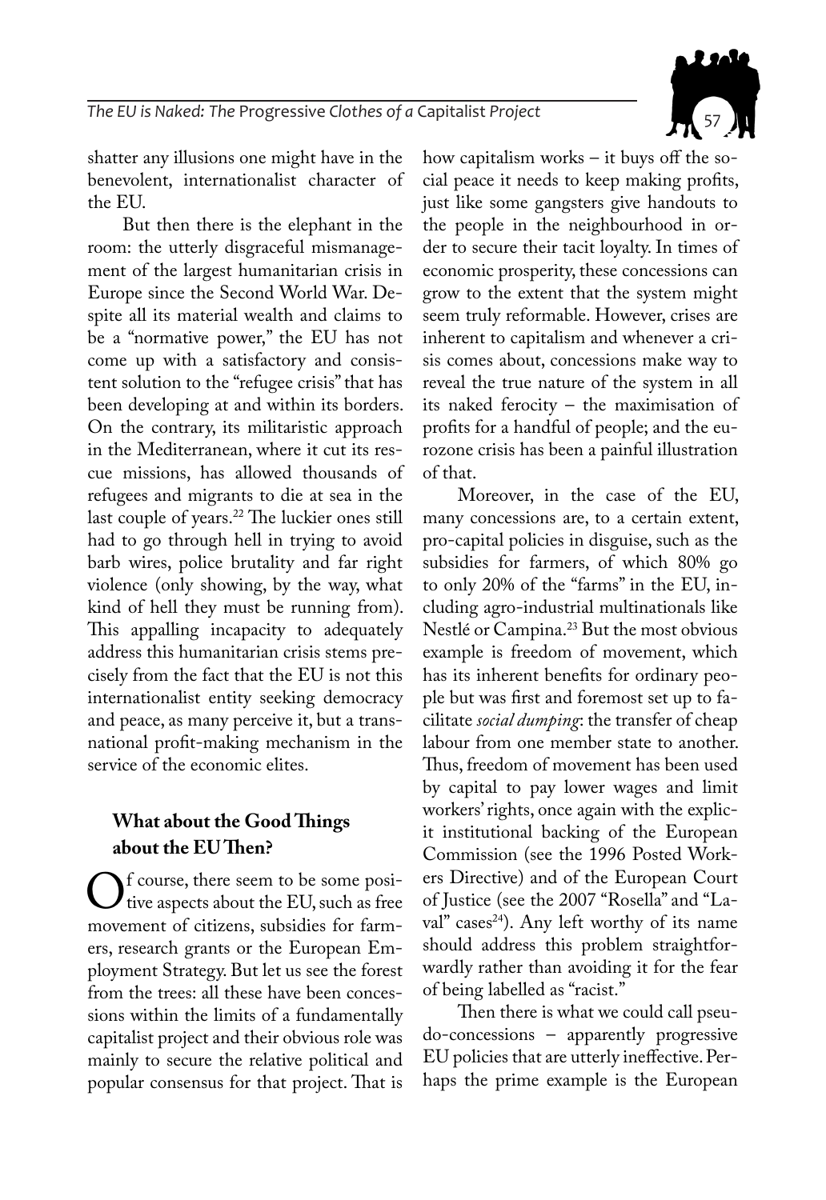shatter any illusions one might have in the benevolent, internationalist character of the EU.

But then there is the elephant in the room: the utterly disgraceful mismanagement of the largest humanitarian crisis in Europe since the Second World War. Despite all its material wealth and claims to be a "normative power," the EU has not come up with a satisfactory and consistent solution to the "refugee crisis" that has been developing at and within its borders. On the contrary, its militaristic approach in the Mediterranean, where it cut its rescue missions, has allowed thousands of refugees and migrants to die at sea in the last couple of years.[22] The luckier ones still had to go through hell in trying to avoid barb wires, police brutality and far right violence (only showing, by the way, what kind of hell they must be running from). This appalling incapacity to adequately address this humanitarian crisis stems precisely from the fact that the EU is not this internationalist entity seeking democracy and peace, as many perceive it, but a transnational profit-making mechanism in the service of the economic elites.

## What about the Good Things about the EU Then?

Of course, there seem to be some positive aspects about the EU, such as free movement of citizens, subsidies for farmers, research grants or the European Employment Strategy. But let us see the forest from the trees: all these have been concessions within the limits of a fundamentally capitalist project and their obvious role was mainly to secure the relative political and popular consensus for that project. That is how capitalism works – it buys off the social peace it needs to keep making profits, just like some gangsters give handouts to the people in the neighbourhood in order to secure their tacit loyalty. In times of economic prosperity, these concessions can grow to the extent that the system might seem truly reformable. However, crises are inherent to capitalism and whenever a crisis comes about, concessions make way to reveal the true nature of the system in all its naked ferocity – the maximisation of profits for a handful of people; and the eurozone crisis has been a painful illustration of that.

Moreover, in the case of the EU, many concessions are, to a certain extent, pro-capital policies in disguise, such as the subsidies for farmers, of which 80% go to only 20% of the "farms" in the EU, including agro-industrial multinationals like Nestlé or Campina.[23] But the most obvious example is freedom of movement, which has its inherent benefits for ordinary people but was first and foremost set up to facilitate *social dumping*: the transfer of cheap labour from one member state to another. Thus, freedom of movement has been used by capital to pay lower wages and limit workers' rights, once again with the explicit institutional backing of the European Commission (see the 1996 Posted Workers Directive) and of the European Court of Justice (see the 2007 "Rosella" and "Laval" cases[24]). Any left worthy of its name should address this problem straightforwardly rather than avoiding it for the fear of being labelled as "racist."

Then there is what we could call pseudo-concessions – apparently progressive EU policies that are utterly ineffective. Perhaps the prime example is the European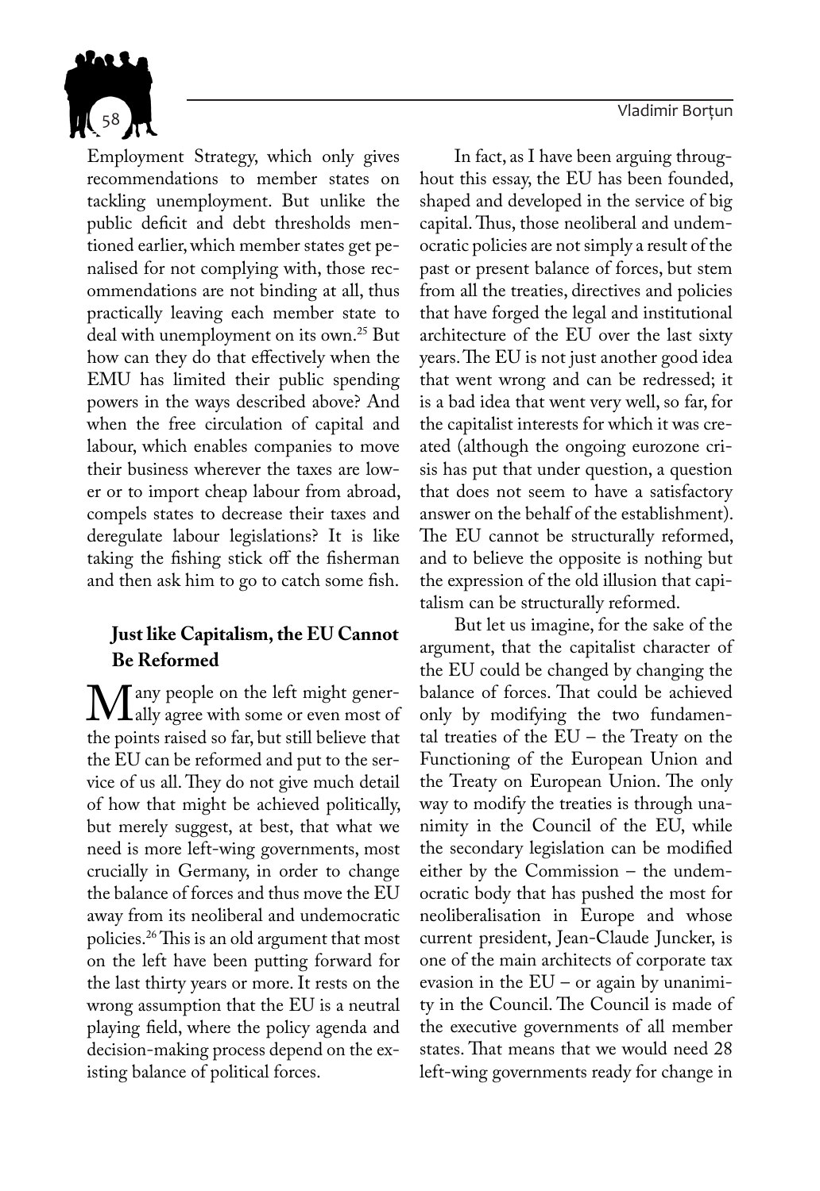Employment Strategy, which only gives recommendations to member states on tackling unemployment. But unlike the public deficit and debt thresholds mentioned earlier, which member states get penalised for not complying with, those recommendations are not binding at all, thus practically leaving each member state to deal with unemployment on its own.[25] But how can they do that effectively when the EMU has limited their public spending powers in the ways described above? And when the free circulation of capital and labour, which enables companies to move their business wherever the taxes are lower or to import cheap labour from abroad, compels states to decrease their taxes and deregulate labour legislations? It is like taking the fishing stick off the fisherman and then ask him to go to catch some fish.

## Just like Capitalism, the EU Cannot Be Reformed

Many people on the left might generally agree with some or even most of the points raised so far, but still believe that the EU can be reformed and put to the service of us all. They do not give much detail of how that might be achieved politically, but merely suggest, at best, that what we need is more left-wing governments, most crucially in Germany, in order to change the balance of forces and thus move the EU away from its neoliberal and undemocratic policies.[26] This is an old argument that most on the left have been putting forward for the last thirty years or more. It rests on the wrong assumption that the EU is a neutral playing field, where the policy agenda and decision-making process depend on the existing balance of political forces.

In fact, as I have been arguing throughout this essay, the EU has been founded, shaped and developed in the service of big capital. Thus, those neoliberal and undemocratic policies are not simply a result of the past or present balance of forces, but stem from all the treaties, directives and policies that have forged the legal and institutional architecture of the EU over the last sixty years. The EU is not just another good idea that went wrong and can be redressed; it is a bad idea that went very well, so far, for the capitalist interests for which it was created (although the ongoing eurozone crisis has put that under question, a question that does not seem to have a satisfactory answer on the behalf of the establishment). The EU cannot be structurally reformed, and to believe the opposite is nothing but the expression of the old illusion that capitalism can be structurally reformed.

But let us imagine, for the sake of the argument, that the capitalist character of the EU could be changed by changing the balance of forces. That could be achieved only by modifying the two fundamental treaties of the EU – the Treaty on the Functioning of the European Union and the Treaty on European Union. The only way to modify the treaties is through unanimity in the Council of the EU, while the secondary legislation can be modified either by the Commission – the undemocratic body that has pushed the most for neoliberalisation in Europe and whose current president, Jean-Claude Juncker, is one of the main architects of corporate tax evasion in the EU – or again by unanimity in the Council. The Council is made of the executive governments of all member states. That means that we would need 28 left-wing governments ready for change in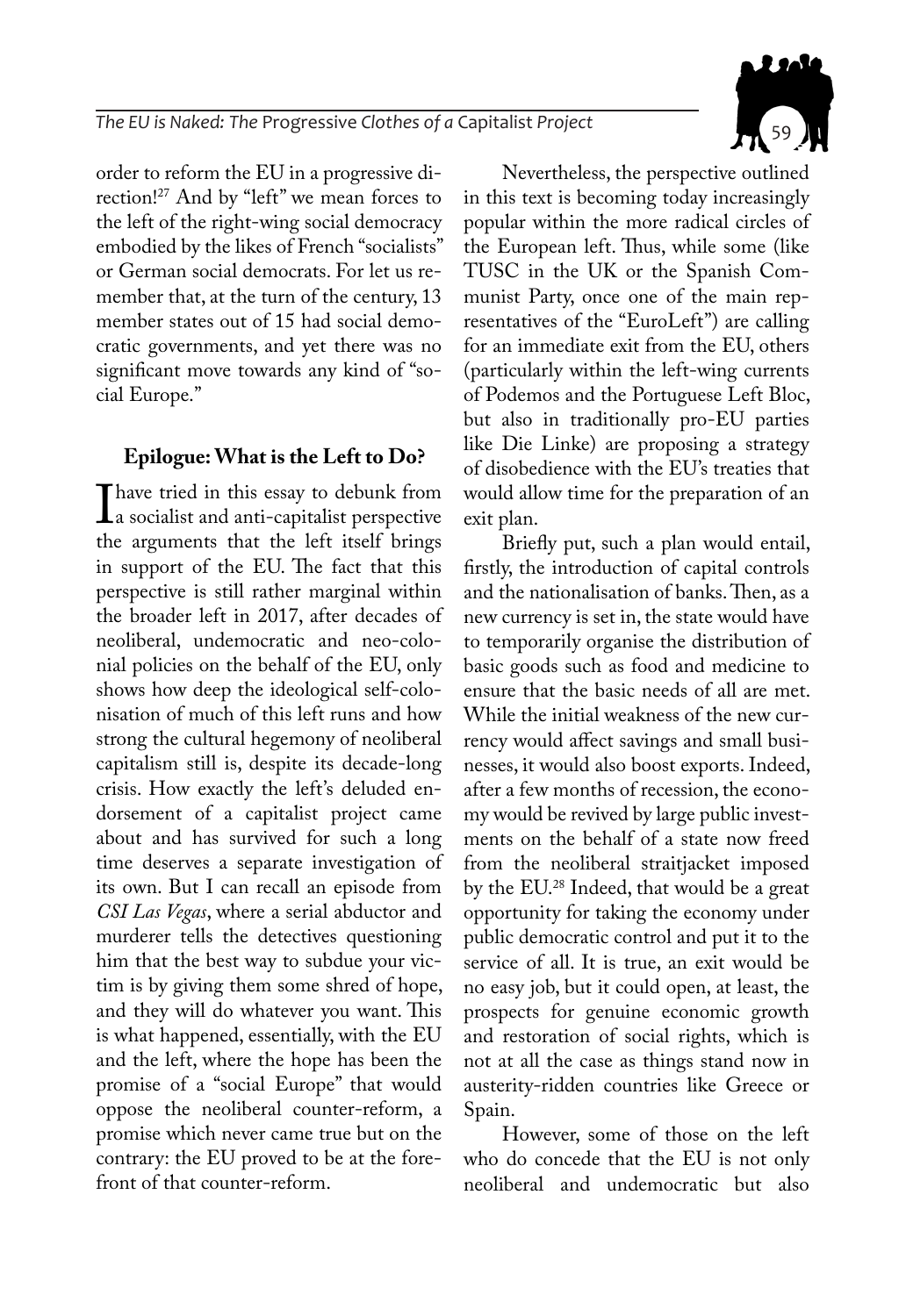order to reform the EU in a progressive direction![27] And by "left" we mean forces to the left of the right-wing social democracy embodied by the likes of French "socialists" or German social democrats. For let us remember that, at the turn of the century, 13 member states out of 15 had social democratic governments, and yet there was no significant move towards any kind of "social Europe."

## Epilogue: What is the Left to Do?

I have tried in this essay to debunk from a socialist and anti-capitalist perspective the arguments that the left itself brings in support of the EU. The fact that this perspective is still rather marginal within the broader left in 2017, after decades of neoliberal, undemocratic and neo-colonial policies on the behalf of the EU, only shows how deep the ideological self-colonisation of much of this left runs and how strong the cultural hegemony of neoliberal capitalism still is, despite its decade-long crisis. How exactly the left's deluded endorsement of a capitalist project came about and has survived for such a long time deserves a separate investigation of its own. But I can recall an episode from *CSI Las Vegas*, where a serial abductor and murderer tells the detectives questioning him that the best way to subdue your victim is by giving them some shred of hope, and they will do whatever you want. This is what happened, essentially, with the EU and the left, where the hope has been the promise of a "social Europe" that would oppose the neoliberal counter-reform, a promise which never came true but on the contrary: the EU proved to be at the forefront of that counter-reform.

Nevertheless, the perspective outlined in this text is becoming today increasingly popular within the more radical circles of the European left. Thus, while some (like TUSC in the UK or the Spanish Communist Party, once one of the main representatives of the "EuroLeft") are calling for an immediate exit from the EU, others (particularly within the left-wing currents of Podemos and the Portuguese Left Bloc, but also in traditionally pro-EU parties like Die Linke) are proposing a strategy of disobedience with the EU's treaties that would allow time for the preparation of an exit plan.

Briefly put, such a plan would entail, firstly, the introduction of capital controls and the nationalisation of banks. Then, as a new currency is set in, the state would have to temporarily organise the distribution of basic goods such as food and medicine to ensure that the basic needs of all are met. While the initial weakness of the new currency would affect savings and small businesses, it would also boost exports. Indeed, after a few months of recession, the economy would be revived by large public investments on the behalf of a state now freed from the neoliberal straitjacket imposed by the EU.[28] Indeed, that would be a great opportunity for taking the economy under public democratic control and put it to the service of all. It is true, an exit would be no easy job, but it could open, at least, the prospects for genuine economic growth and restoration of social rights, which is not at all the case as things stand now in austerity-ridden countries like Greece or Spain.

However, some of those on the left who do concede that the EU is not only neoliberal and undemocratic but also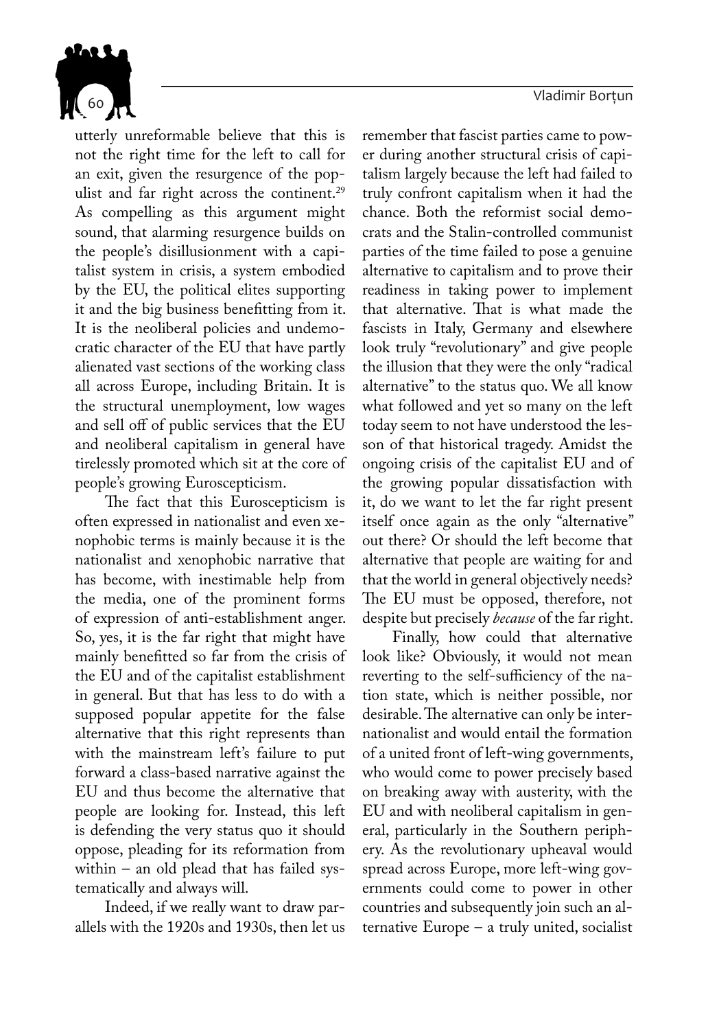utterly unreformable believe that this is not the right time for the left to call for an exit, given the resurgence of the populist and far right across the continent.[29] As compelling as this argument might sound, that alarming resurgence builds on the people's disillusionment with a capitalist system in crisis, a system embodied by the EU, the political elites supporting it and the big business benefitting from it. It is the neoliberal policies and undemocratic character of the EU that have partly alienated vast sections of the working class all across Europe, including Britain. It is the structural unemployment, low wages and sell off of public services that the EU and neoliberal capitalism in general have tirelessly promoted which sit at the core of people's growing Euroscepticism.

The fact that this Euroscepticism is often expressed in nationalist and even xenophobic terms is mainly because it is the nationalist and xenophobic narrative that has become, with inestimable help from the media, one of the prominent forms of expression of anti-establishment anger. So, yes, it is the far right that might have mainly benefitted so far from the crisis of the EU and of the capitalist establishment in general. But that has less to do with a supposed popular appetite for the false alternative that this right represents than with the mainstream left's failure to put forward a class-based narrative against the EU and thus become the alternative that people are looking for. Instead, this left is defending the very status quo it should oppose, pleading for its reformation from within – an old plead that has failed systematically and always will.

Indeed, if we really want to draw parallels with the 1920s and 1930s, then let us remember that fascist parties came to power during another structural crisis of capitalism largely because the left had failed to truly confront capitalism when it had the chance. Both the reformist social democrats and the Stalin-controlled communist parties of the time failed to pose a genuine alternative to capitalism and to prove their readiness in taking power to implement that alternative. That is what made the fascists in Italy, Germany and elsewhere look truly "revolutionary" and give people the illusion that they were the only "radical alternative" to the status quo. We all know what followed and yet so many on the left today seem to not have understood the lesson of that historical tragedy. Amidst the ongoing crisis of the capitalist EU and of the growing popular dissatisfaction with it, do we want to let the far right present itself once again as the only "alternative" out there? Or should the left become that alternative that people are waiting for and that the world in general objectively needs? The EU must be opposed, therefore, not despite but precisely *because* of the far right.

Finally, how could that alternative look like? Obviously, it would not mean reverting to the self-sufficiency of the nation state, which is neither possible, nor desirable. The alternative can only be internationalist and would entail the formation of a united front of left-wing governments, who would come to power precisely based on breaking away with austerity, with the EU and with neoliberal capitalism in general, particularly in the Southern periphery. As the revolutionary upheaval would spread across Europe, more left-wing governments could come to power in other countries and subsequently join such an alternative Europe – a truly united, socialist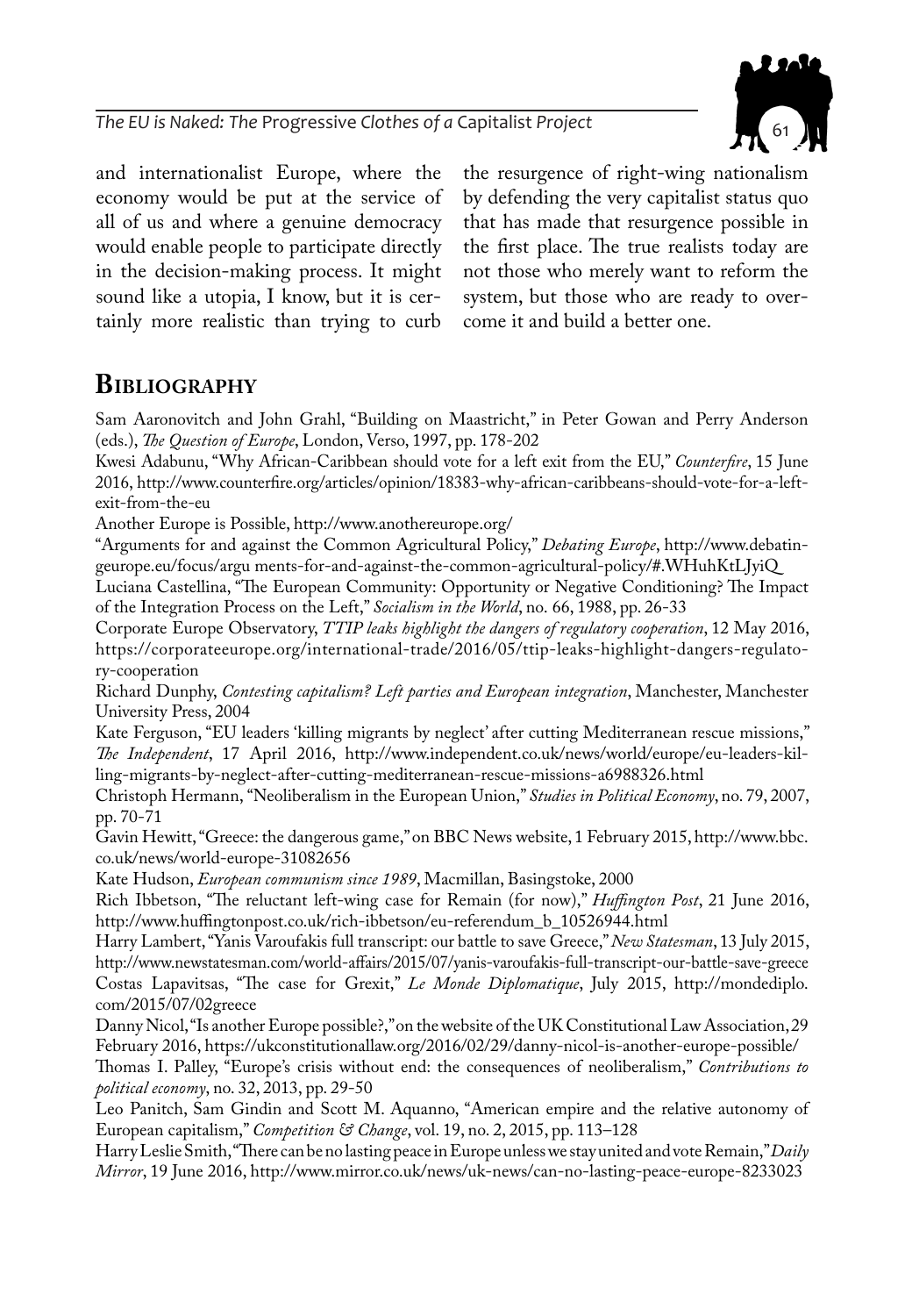and internationalist Europe, where the economy would be put at the service of all of us and where a genuine democracy would enable people to participate directly in the decision-making process. It might sound like a utopia, I know, but it is certainly more realistic than trying to curb the resurgence of right-wing nationalism by defending the very capitalist status quo that has made that resurgence possible in the first place. The true realists today are not those who merely want to reform the system, but those who are ready to overcome it and build a better one.

## Bibliography

Sam Aaronovitch and John Grahl, "Building on Maastricht," in Peter Gowan and Perry Anderson (eds.), *The Question of Europe*, London, Verso, 1997, pp. 178-202

Kwesi Adabunu, "Why African-Caribbean should vote for a left exit from the EU," *Counterfire*, 15 June 2016, http://www.counterfire.org/articles/opinion/18383-why-african-caribbeans-should-vote-for-a-left-exit-from-the-eu

Another Europe is Possible, http://www.anothereurope.org/

"Arguments for and against the Common Agricultural Policy," *Debating Europe*, http://www.debatingeurope.eu/focus/argu ments-for-and-against-the-common-agricultural-policy/#.WHuhKtLJyiQ_

Luciana Castellina, "The European Community: Opportunity or Negative Conditioning? The Impact of the Integration Process on the Left," *Socialism in the World*, no. 66, 1988, pp. 26-33

Corporate Europe Observatory, *TTIP leaks highlight the dangers of regulatory cooperation*, 12 May 2016, https://corporateeurope.org/international-trade/2016/05/ttip-leaks-highlight-dangers-regulatory-cooperation

Richard Dunphy, *Contesting capitalism? Left parties and European integration*, Manchester, Manchester University Press, 2004

Kate Ferguson, "EU leaders 'killing migrants by neglect' after cutting Mediterranean rescue missions," *The Independent*, 17 April 2016, http://www.independent.co.uk/news/world/europe/eu-leaders-killing-migrants-by-neglect-after-cutting-mediterranean-rescue-missions-a6988326.html

Christoph Hermann, "Neoliberalism in the European Union," *Studies in Political Economy*, no. 79, 2007, pp. 70-71

Gavin Hewitt, "Greece: the dangerous game," on BBC News website, 1 February 2015, http://www.bbc.co.uk/news/world-europe-31082656

Kate Hudson, *European communism since 1989*, Macmillan, Basingstoke, 2000

Rich Ibbetson, "The reluctant left-wing case for Remain (for now)," *Huffington Post*, 21 June 2016, http://www.huffingtonpost.co.uk/rich-ibbetson/eu-referendum_b_10526944.html

Harry Lambert, "Yanis Varoufakis full transcript: our battle to save Greece," *New Statesman*, 13 July 2015, http://www.newstatesman.com/world-affairs/2015/07/yanis-varoufakis-full-transcript-our-battle-save-greece

Costas Lapavitsas, "The case for Grexit," *Le Monde Diplomatique*, July 2015, http://mondediplo.com/2015/07/02greece

Danny Nicol, "Is another Europe possible?," on the website of the UK Constitutional Law Association, 29 February 2016, https://ukconstitutionallaw.org/2016/02/29/danny-nicol-is-another-europe-possible/

Thomas I. Palley, "Europe's crisis without end: the consequences of neoliberalism," *Contributions to political economy*, no. 32, 2013, pp. 29-50

Leo Panitch, Sam Gindin and Scott M. Aquanno, "American empire and the relative autonomy of European capitalism," *Competition & Change*, vol. 19, no. 2, 2015, pp. 113–128

Harry Leslie Smith, "There can be no lasting peace in Europe unless we stay united and vote Remain," *Daily Mirror*, 19 June 2016, http://www.mirror.co.uk/news/uk-news/can-no-lasting-peace-europe-8233023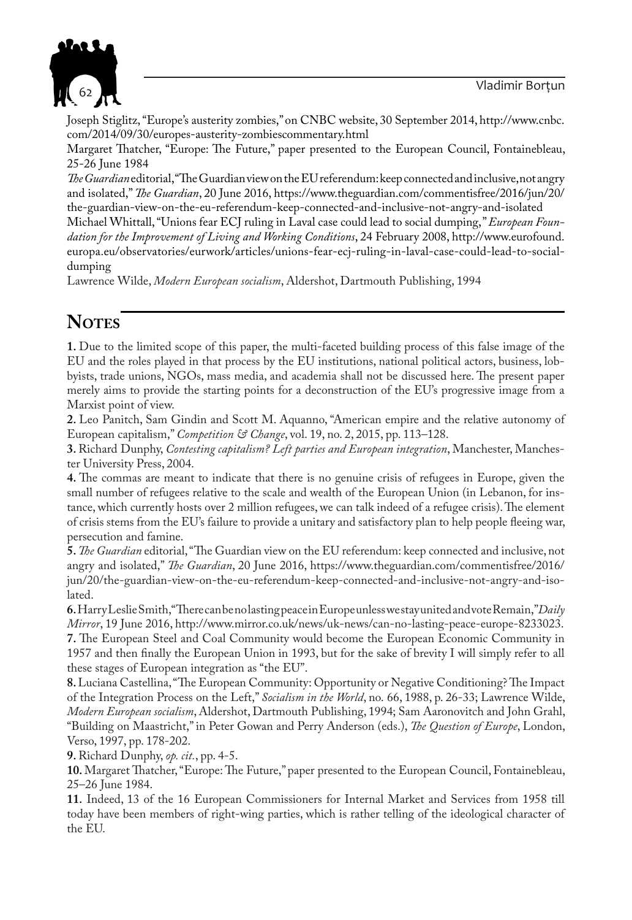Joseph Stiglitz, "Europe's austerity zombies," on CNBC website, 30 September 2014, http://www.cnbc.com/2014/09/30/europes-austerity-zombiescommentary.html

Margaret Thatcher, "Europe: The Future," paper presented to the European Council, Fontainebleau, 25-26 June 1984

*The Guardian* editorial, "The Guardian view on the EU referendum: keep connected and inclusive, not angry and isolated," *The Guardian*, 20 June 2016, https://www.theguardian.com/commentisfree/2016/jun/20/the-guardian-view-on-the-eu-referendum-keep-connected-and-inclusive-not-angry-and-isolated

Michael Whittall, "Unions fear ECJ ruling in Laval case could lead to social dumping," *European Foundation for the Improvement of Living and Working Conditions*, 24 February 2008, http://www.eurofound.europa.eu/observatories/eurwork/articles/unions-fear-ecj-ruling-in-laval-case-could-lead-to-social-dumping

Lawrence Wilde, *Modern European socialism*, Aldershot, Dartmouth Publishing, 1994

## Notes

**1.** Due to the limited scope of this paper, the multi-faceted building process of this false image of the EU and the roles played in that process by the EU institutions, national political actors, business, lobbyists, trade unions, NGOs, mass media, and academia shall not be discussed here. The present paper merely aims to provide the starting points for a deconstruction of the EU's progressive image from a Marxist point of view.

**2.** Leo Panitch, Sam Gindin and Scott M. Aquanno, "American empire and the relative autonomy of European capitalism," *Competition & Change*, vol. 19, no. 2, 2015, pp. 113–128.

**3.** Richard Dunphy, *Contesting capitalism? Left parties and European integration*, Manchester, Manchester University Press, 2004.

**4.** The commas are meant to indicate that there is no genuine crisis of refugees in Europe, given the small number of refugees relative to the scale and wealth of the European Union (in Lebanon, for instance, which currently hosts over 2 million refugees, we can talk indeed of a refugee crisis). The element of crisis stems from the EU's failure to provide a unitary and satisfactory plan to help people fleeing war, persecution and famine.

**5.** *The Guardian* editorial, "The Guardian view on the EU referendum: keep connected and inclusive, not angry and isolated," *The Guardian*, 20 June 2016, https://www.theguardian.com/commentisfree/2016/jun/20/the-guardian-view-on-the-eu-referendum-keep-connected-and-inclusive-not-angry-and-isolated.

**6.** Harry Leslie Smith, "There can be no lasting peace in Europe unless we stay united and vote Remain," *Daily Mirror*, 19 June 2016, http://www.mirror.co.uk/news/uk-news/can-no-lasting-peace-europe-8233023.

**7.** The European Steel and Coal Community would become the European Economic Community in 1957 and then finally the European Union in 1993, but for the sake of brevity I will simply refer to all these stages of European integration as "the EU".

**8.** Luciana Castellina, "The European Community: Opportunity or Negative Conditioning? The Impact of the Integration Process on the Left," *Socialism in the World*, no. 66, 1988, p. 26-33; Lawrence Wilde, *Modern European socialism*, Aldershot, Dartmouth Publishing, 1994; Sam Aaronovitch and John Grahl, "Building on Maastricht," in Peter Gowan and Perry Anderson (eds.), *The Question of Europe*, London, Verso, 1997, pp. 178-202.

**9.** Richard Dunphy, *op. cit.*, pp. 4-5.

**10.** Margaret Thatcher, "Europe: The Future," paper presented to the European Council, Fontainebleau, 25–26 June 1984.

**11.** Indeed, 13 of the 16 European Commissioners for Internal Market and Services from 1958 till today have been members of right-wing parties, which is rather telling of the ideological character of the EU.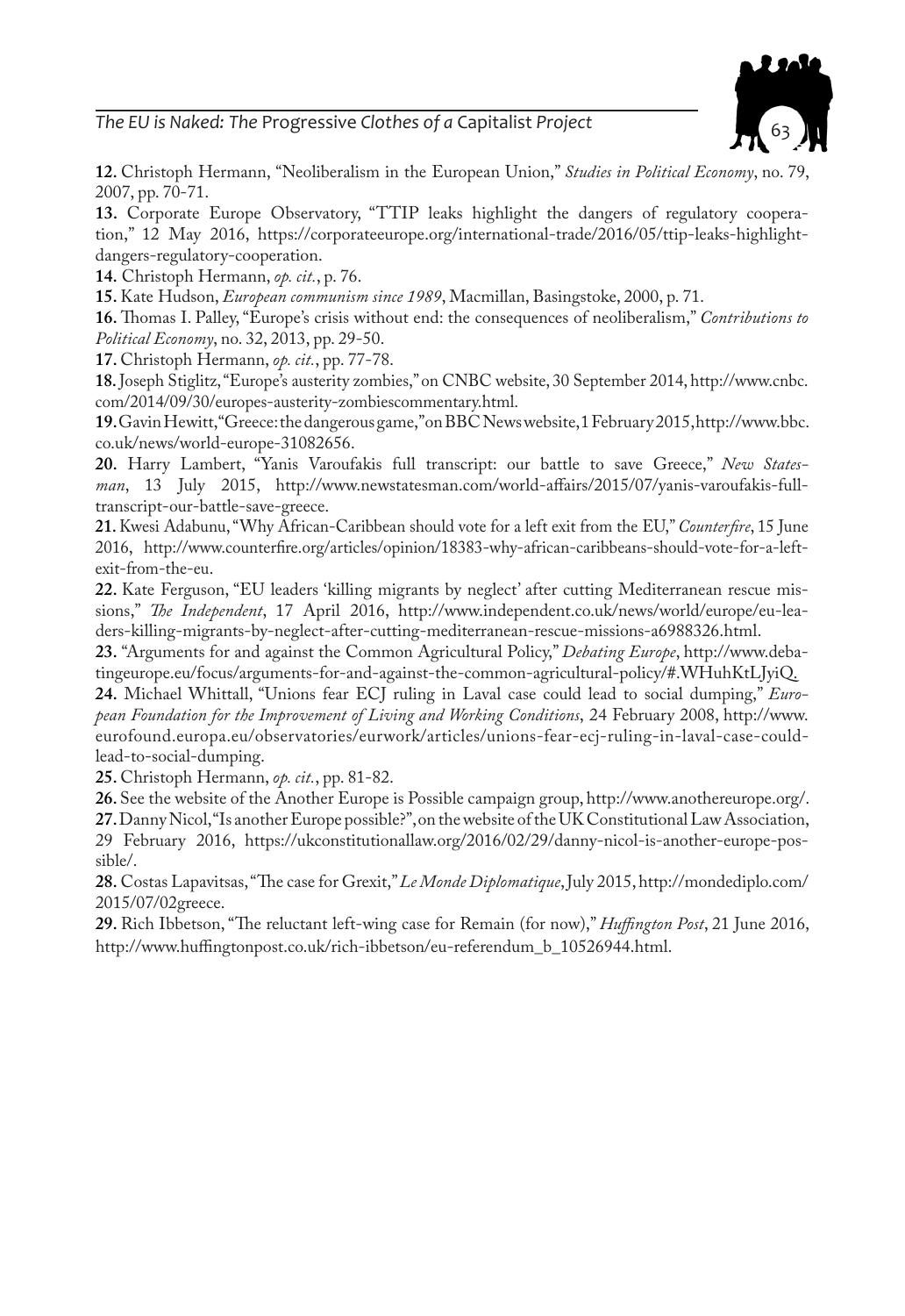**12.** Christoph Hermann, "Neoliberalism in the European Union," *Studies in Political Economy*, no. 79, 2007, pp. 70-71.

**13.** Corporate Europe Observatory, "TTIP leaks highlight the dangers of regulatory cooperation," 12 May 2016, https://corporateeurope.org/international-trade/2016/05/ttip-leaks-highlight-dangers-regulatory-cooperation.

**14.** Christoph Hermann, *op. cit.*, p. 76.

**15.** Kate Hudson, *European communism since 1989*, Macmillan, Basingstoke, 2000, p. 71.

**16.** Thomas I. Palley, "Europe's crisis without end: the consequences of neoliberalism," *Contributions to Political Economy*, no. 32, 2013, pp. 29-50.

**17.** Christoph Hermann, *op. cit.*, pp. 77-78.

**18.** Joseph Stiglitz, "Europe's austerity zombies," on CNBC website, 30 September 2014, http://www.cnbc.com/2014/09/30/europes-austerity-zombiescommentary.html.

**19.** Gavin Hewitt, "Greece: the dangerous game," on BBC News website, 1 February 2015, http://www.bbc.co.uk/news/world-europe-31082656.

**20.** Harry Lambert, "Yanis Varoufakis full transcript: our battle to save Greece," *New Statesman*, 13 July 2015, http://www.newstatesman.com/world-affairs/2015/07/yanis-varoufakis-full-transcript-our-battle-save-greece.

**21.** Kwesi Adabunu, "Why African-Caribbean should vote for a left exit from the EU," *Counterfire*, 15 June 2016, http://www.counterfire.org/articles/opinion/18383-why-african-caribbeans-should-vote-for-a-left-exit-from-the-eu.

**22.** Kate Ferguson, "EU leaders 'killing migrants by neglect' after cutting Mediterranean rescue missions," *The Independent*, 17 April 2016, http://www.independent.co.uk/news/world/europe/eu-leaders-killing-migrants-by-neglect-after-cutting-mediterranean-rescue-missions-a6988326.html.

**23.** "Arguments for and against the Common Agricultural Policy," *Debating Europe*, http://www.debatingeurope.eu/focus/arguments-for-and-against-the-common-agricultural-policy/#.WHuhKtLJyiQ.

**24.** Michael Whittall, "Unions fear ECJ ruling in Laval case could lead to social dumping," *European Foundation for the Improvement of Living and Working Conditions*, 24 February 2008, http://www.eurofound.europa.eu/observatories/eurwork/articles/unions-fear-ecj-ruling-in-laval-case-could-lead-to-social-dumping.

**25.** Christoph Hermann, *op. cit.*, pp. 81-82.

**26.** See the website of the Another Europe is Possible campaign group, http://www.anothereurope.org/.

**27.** Danny Nicol, "Is another Europe possible?", on the website of the UK Constitutional Law Association, 29 February 2016, https://ukconstitutionallaw.org/2016/02/29/danny-nicol-is-another-europe-possible/.

**28.** Costas Lapavitsas, "The case for Grexit," *Le Monde Diplomatique*, July 2015, http://mondediplo.com/2015/07/02greece.

**29.** Rich Ibbetson, "The reluctant left-wing case for Remain (for now)," *Huffington Post*, 21 June 2016, http://www.huffingtonpost.co.uk/rich-ibbetson/eu-referendum_b_10526944.html.